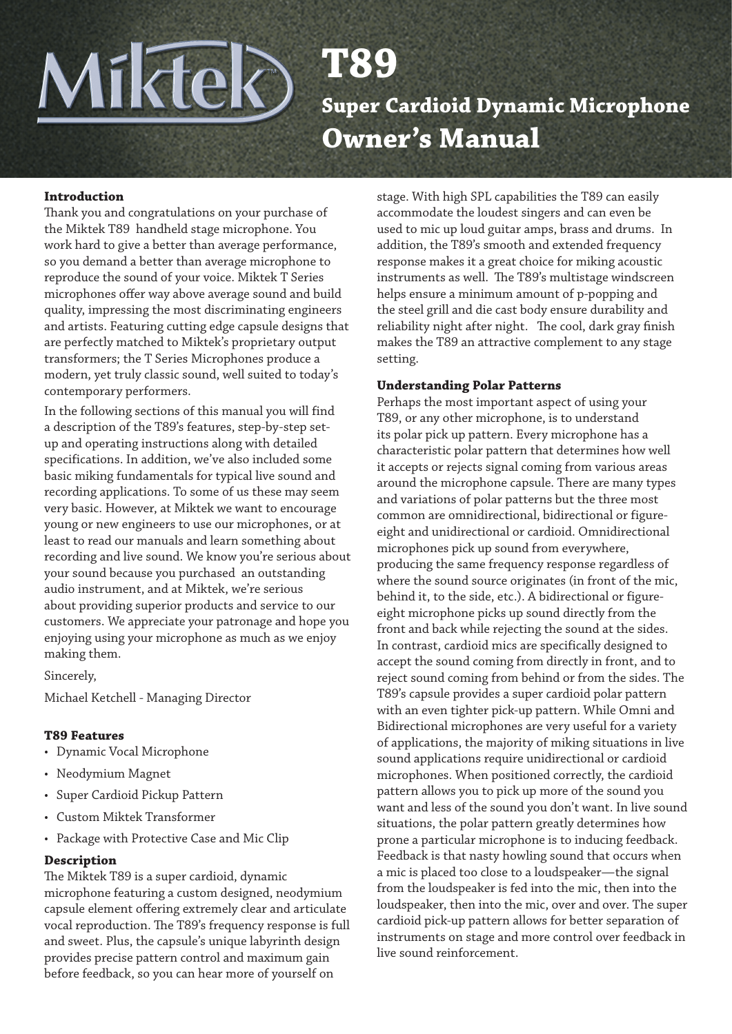# T89

## Super Cardioid Dynamic Microphone

## Owner's Manual

### Introduction

Thank you and congratulations on your purchase of the Miktek T89 handheld stage microphone. You work hard to give a better than average performance, so you demand a better than average microphone to reproduce the sound of your voice. Miktek T Series microphones offer way above average sound and build quality, impressing the most discriminating engineers and artists. Featuring cutting edge capsule designs that are perfectly matched to Miktek's proprietary output transformers; the T Series Microphones produce a modern, yet truly classic sound, well suited to today's contemporary performers.

In the following sections of this manual you will find a description of the T89's features, step-by-step set-up and operating instructions along with detailed specifications. In addition, we've also included some basic miking fundamentals for typical live sound and recording applications. To some of us these may seem very basic. However, at Miktek we want to encourage young or new engineers to use our microphones, or at least to read our manuals and learn something about recording and live sound. We know you're serious about your sound because you purchased an outstanding audio instrument, and at Miktek, we're serious about providing superior products and service to our customers. We appreciate your patronage and hope you enjoying using your microphone as much as we enjoy making them.

Sincerely,

Michael Ketchell - Managing Director

### T89 Features

- Dynamic Vocal Microphone
- Neodymium Magnet
- Super Cardioid Pickup Pattern
- Custom Miktek Transformer
- Package with Protective Case and Mic Clip

### Description

The Miktek T89 is a super cardioid, dynamic microphone featuring a custom designed, neodymium capsule element offering extremely clear and articulate vocal reproduction. The T89's frequency response is full and sweet. Plus, the capsule's unique labyrinth design provides precise pattern control and maximum gain before feedback, so you can hear more of yourself on stage. With high SPL capabilities the T89 can easily accommodate the loudest singers and can even be used to mic up loud guitar amps, brass and drums. In addition, the T89's smooth and extended frequency response makes it a great choice for miking acoustic instruments as well. The T89's multistage windscreen helps ensure a minimum amount of p-popping and the steel grill and die cast body ensure durability and reliability night after night. The cool, dark gray finish makes the T89 an attractive complement to any stage setting.

### Understanding Polar Patterns

Perhaps the most important aspect of using your T89, or any other microphone, is to understand its polar pick up pattern. Every microphone has a characteristic polar pattern that determines how well it accepts or rejects signal coming from various areas around the microphone capsule. There are many types and variations of polar patterns but the three most common are omnidirectional, bidirectional or figure-eight and unidirectional or cardioid. Omnidirectional microphones pick up sound from everywhere, producing the same frequency response regardless of where the sound source originates (in front of the mic, behind it, to the side, etc.). A bidirectional or figure-eight microphone picks up sound directly from the front and back while rejecting the sound at the sides. In contrast, cardioid mics are specifically designed to accept the sound coming from directly in front, and to reject sound coming from behind or from the sides. The T89's capsule provides a super cardioid polar pattern with an even tighter pick-up pattern. While Omni and Bidirectional microphones are very useful for a variety of applications, the majority of miking situations in live sound applications require unidirectional or cardioid microphones. When positioned correctly, the cardioid pattern allows you to pick up more of the sound you want and less of the sound you don't want. In live sound situations, the polar pattern greatly determines how prone a particular microphone is to inducing feedback. Feedback is that nasty howling sound that occurs when a mic is placed too close to a loudspeaker—the signal from the loudspeaker is fed into the mic, then into the loudspeaker, then into the mic, over and over. The super cardioid pick-up pattern allows for better separation of instruments on stage and more control over feedback in live sound reinforcement.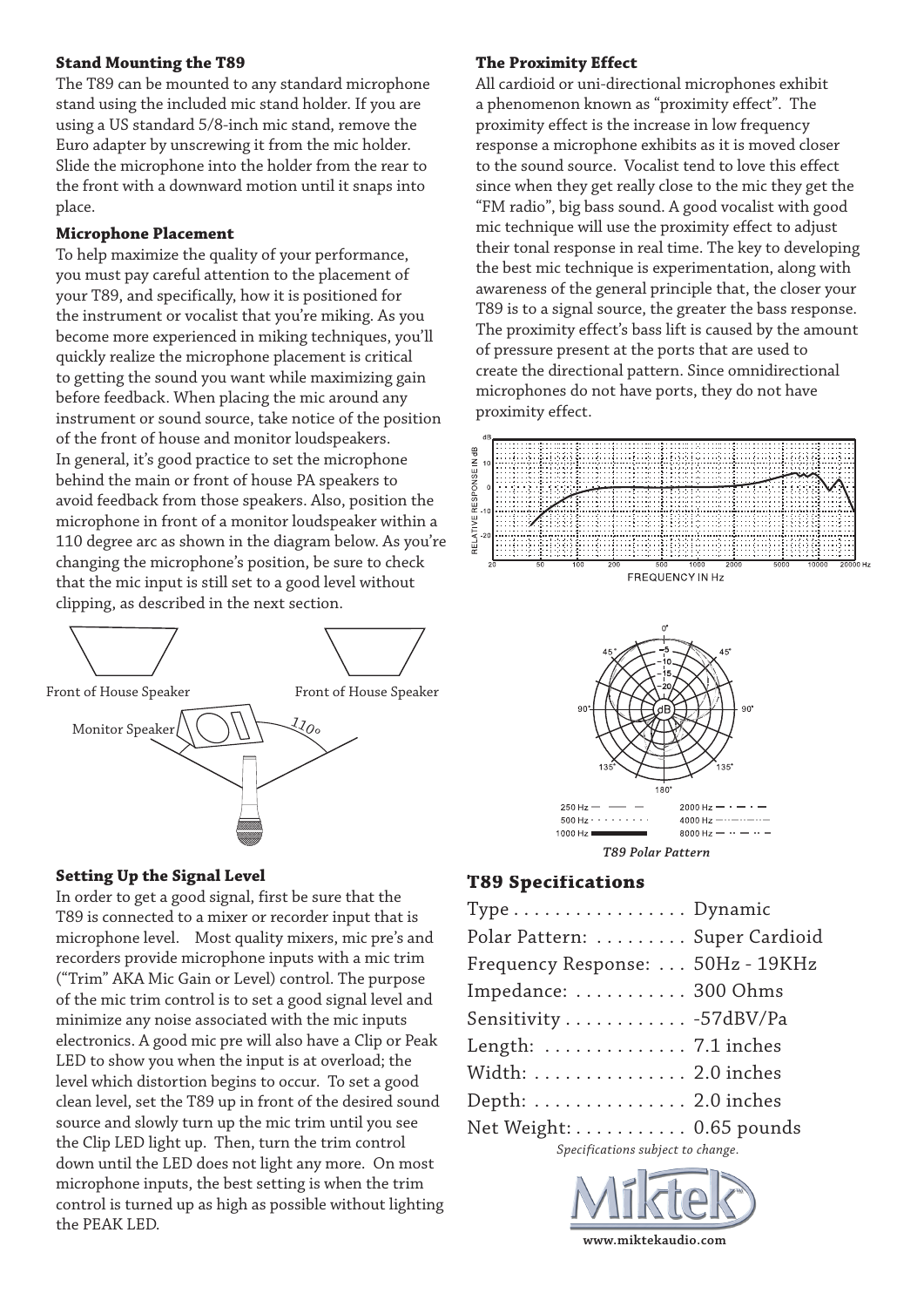### Stand Mounting the T89

The T89 can be mounted to any standard microphone stand using the included mic stand holder. If you are using a US standard 5/8-inch mic stand, remove the Euro adapter by unscrewing it from the mic holder. Slide the microphone into the holder from the rear to the front with a downward motion until it snaps into place.

### Microphone Placement

To help maximize the quality of your performance, you must pay careful attention to the placement of your T89, and specifically, how it is positioned for the instrument or vocalist that you're miking. As you become more experienced in miking techniques, you'll quickly realize the microphone placement is critical to getting the sound you want while maximizing gain before feedback. When placing the mic around any instrument or sound source, take notice of the position of the front of house and monitor loudspeakers. In general, it's good practice to set the microphone behind the main or front of house PA speakers to avoid feedback from those speakers. Also, position the microphone in front of a monitor loudspeaker within a 110 degree arc as shown in the diagram below. As you're changing the microphone's position, be sure to check that the mic input is still set to a good level without clipping, as described in the next section.

Front of House Speaker

Front of House Speaker

Monitor Speaker

110°

### Setting Up the Signal Level

In order to get a good signal, first be sure that the T89 is connected to a mixer or recorder input that is microphone level. Most quality mixers, mic pre's and recorders provide microphone inputs with a mic trim ("Trim" AKA Mic Gain or Level) control. The purpose of the mic trim control is to set a good signal level and minimize any noise associated with the mic inputs electronics. A good mic pre will also have a Clip or Peak LED to show you when the input is at overload; the level which distortion begins to occur. To set a good clean level, set the T89 up in front of the desired sound source and slowly turn up the mic trim until you see the Clip LED light up. Then, turn the trim control down until the LED does not light any more. On most microphone inputs, the best setting is when the trim control is turned up as high as possible without lighting the PEAK LED.

### The Proximity Effect

All cardioid or uni-directional microphones exhibit a phenomenon known as "proximity effect". The proximity effect is the increase in low frequency response a microphone exhibits as it is moved closer to the sound source. Vocalist tend to love this effect since when they get really close to the mic they get the "FM radio", big bass sound. A good vocalist with good mic technique will use the proximity effect to adjust their tonal response in real time. The key to developing the best mic technique is experimentation, along with awareness of the general principle that, the closer your T89 is to a signal source, the greater the bass response. The proximity effect's bass lift is caused by the amount of pressure present at the ports that are used to create the directional pattern. Since omnidirectional microphones do not have ports, they do not have proximity effect.

dB

RELATIVE RESPONSE IN dB

10
0
-10
-20

20 50 100 200 500 1000 2000 5000 10000 20000 Hz

FREQUENCY IN Hz

0°
45° 45°
90° 90°
135° 135°
180°
-5
-10
-15
-20
dB

250 Hz
500 Hz
1000 Hz
2000 Hz
4000 Hz
8000 Hz

*T89 Polar Pattern*

### T89 Specifications

| | |
|---|---|
| Type | Dynamic |
| Polar Pattern: | Super Cardioid |
| Frequency Response: | 50Hz - 19KHz |
| Impedance: | 300 Ohms |
| Sensitivity | -57dBV/Pa |
| Length: | 7.1 inches |
| Width: | 2.0 inches |
| Depth: | 2.0 inches |
| Net Weight: | 0.65 pounds |

*Specifications subject to change.*

Miktek

www.miktekaudio.com